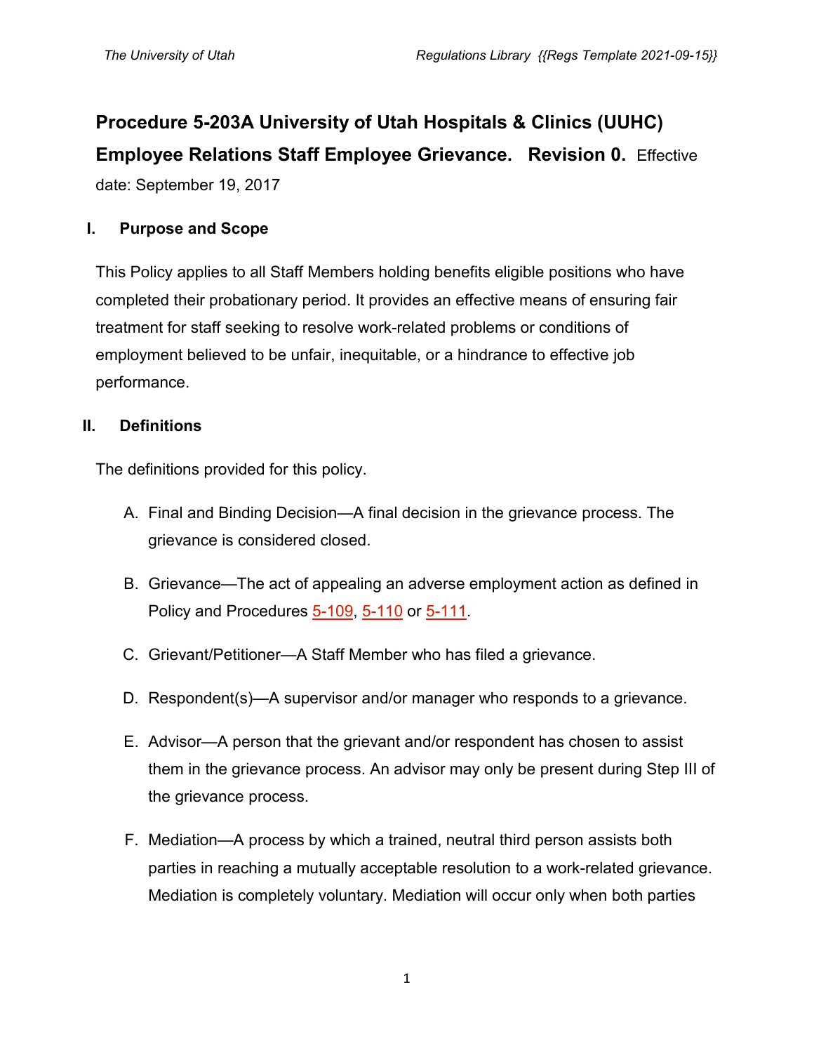# Procedure 5-203A University of Utah Hospitals & Clinics (UUHC) Employee Relations Staff Employee Grievance. Revision 0.

Effective date: September 19, 2017

## I. Purpose and Scope

This Policy applies to all Staff Members holding benefits eligible positions who have completed their probationary period. It provides an effective means of ensuring fair treatment for staff seeking to resolve work-related problems or conditions of employment believed to be unfair, inequitable, or a hindrance to effective job performance.

## II. Definitions

The definitions provided for this policy.

A. Final and Binding Decision—A final decision in the grievance process. The grievance is considered closed.

B. Grievance—The act of appealing an adverse employment action as defined in Policy and Procedures 5-109, 5-110 or 5-111.

C. Grievant/Petitioner—A Staff Member who has filed a grievance.

D. Respondent(s)—A supervisor and/or manager who responds to a grievance.

E. Advisor—A person that the grievant and/or respondent has chosen to assist them in the grievance process. An advisor may only be present during Step III of the grievance process.

F. Mediation—A process by which a trained, neutral third person assists both parties in reaching a mutually acceptable resolution to a work-related grievance. Mediation is completely voluntary. Mediation will occur only when both parties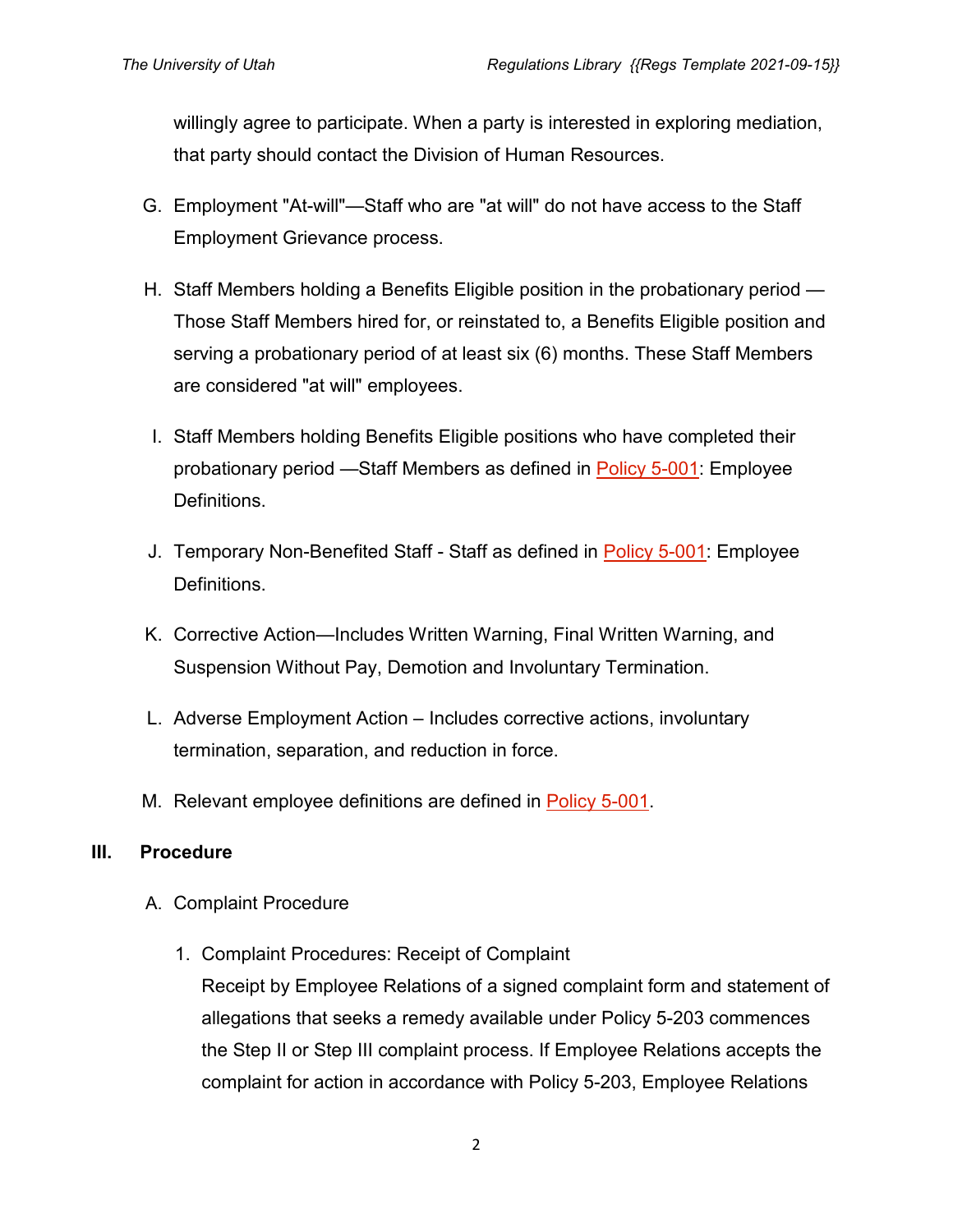willingly agree to participate. When a party is interested in exploring mediation, that party should contact the Division of Human Resources.

G. Employment "At-will"—Staff who are "at will" do not have access to the Staff Employment Grievance process.

H. Staff Members holding a Benefits Eligible position in the probationary period — Those Staff Members hired for, or reinstated to, a Benefits Eligible position and serving a probationary period of at least six (6) months. These Staff Members are considered "at will" employees.

I. Staff Members holding Benefits Eligible positions who have completed their probationary period —Staff Members as defined in Policy 5-001: Employee Definitions.

J. Temporary Non-Benefited Staff - Staff as defined in Policy 5-001: Employee Definitions.

K. Corrective Action—Includes Written Warning, Final Written Warning, and Suspension Without Pay, Demotion and Involuntary Termination.

L. Adverse Employment Action – Includes corrective actions, involuntary termination, separation, and reduction in force.

M. Relevant employee definitions are defined in Policy 5-001.

## III. Procedure

A. Complaint Procedure

1. Complaint Procedures: Receipt of Complaint
   Receipt by Employee Relations of a signed complaint form and statement of allegations that seeks a remedy available under Policy 5-203 commences the Step II or Step III complaint process. If Employee Relations accepts the complaint for action in accordance with Policy 5-203, Employee Relations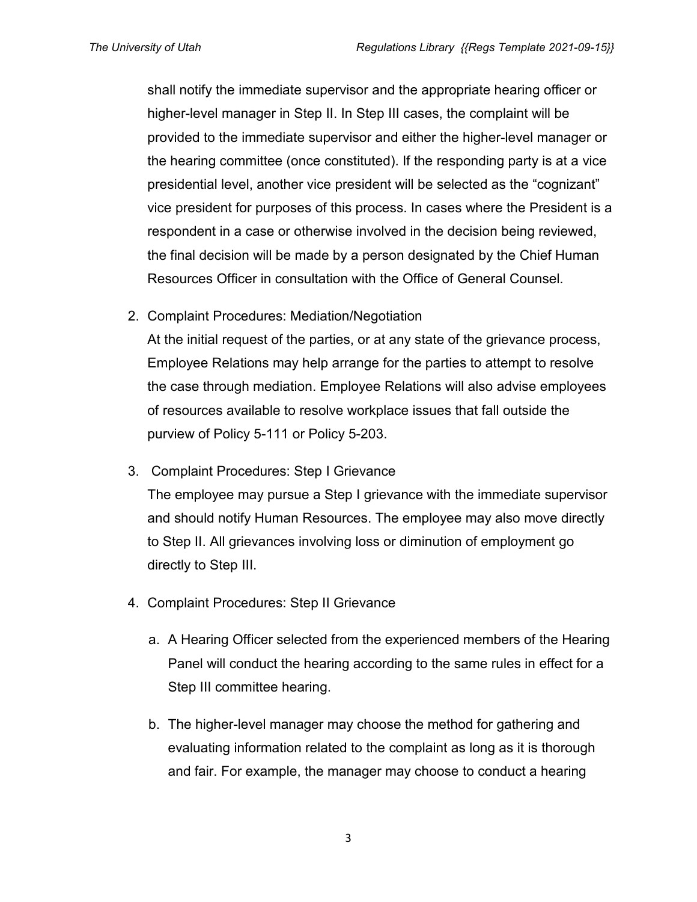shall notify the immediate supervisor and the appropriate hearing officer or higher-level manager in Step II. In Step III cases, the complaint will be provided to the immediate supervisor and either the higher-level manager or the hearing committee (once constituted). If the responding party is at a vice presidential level, another vice president will be selected as the "cognizant" vice president for purposes of this process. In cases where the President is a respondent in a case or otherwise involved in the decision being reviewed, the final decision will be made by a person designated by the Chief Human Resources Officer in consultation with the Office of General Counsel.

2. Complaint Procedures: Mediation/Negotiation
   At the initial request of the parties, or at any state of the grievance process, Employee Relations may help arrange for the parties to attempt to resolve the case through mediation. Employee Relations will also advise employees of resources available to resolve workplace issues that fall outside the purview of Policy 5-111 or Policy 5-203.

3. Complaint Procedures: Step I Grievance
   The employee may pursue a Step I grievance with the immediate supervisor and should notify Human Resources. The employee may also move directly to Step II. All grievances involving loss or diminution of employment go directly to Step III.

4. Complaint Procedures: Step II Grievance

   a. A Hearing Officer selected from the experienced members of the Hearing Panel will conduct the hearing according to the same rules in effect for a Step III committee hearing.

   b. The higher-level manager may choose the method for gathering and evaluating information related to the complaint as long as it is thorough and fair. For example, the manager may choose to conduct a hearing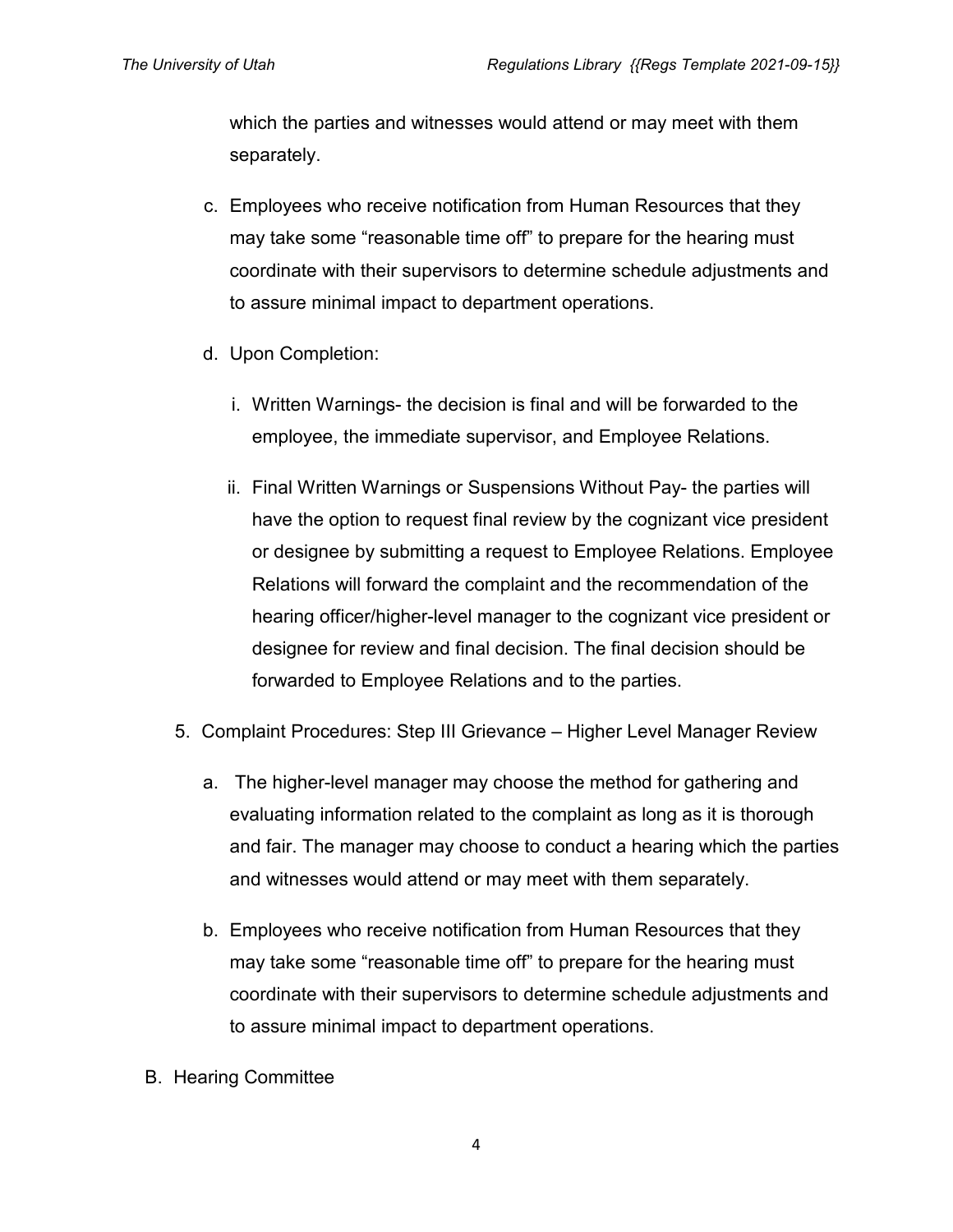which the parties and witnesses would attend or may meet with them separately.

c. Employees who receive notification from Human Resources that they may take some "reasonable time off" to prepare for the hearing must coordinate with their supervisors to determine schedule adjustments and to assure minimal impact to department operations.

d. Upon Completion:

   i. Written Warnings- the decision is final and will be forwarded to the employee, the immediate supervisor, and Employee Relations.

   ii. Final Written Warnings or Suspensions Without Pay- the parties will have the option to request final review by the cognizant vice president or designee by submitting a request to Employee Relations. Employee Relations will forward the complaint and the recommendation of the hearing officer/higher-level manager to the cognizant vice president or designee for review and final decision. The final decision should be forwarded to Employee Relations and to the parties.

5. Complaint Procedures: Step III Grievance – Higher Level Manager Review

   a. The higher-level manager may choose the method for gathering and evaluating information related to the complaint as long as it is thorough and fair. The manager may choose to conduct a hearing which the parties and witnesses would attend or may meet with them separately.

   b. Employees who receive notification from Human Resources that they may take some "reasonable time off" to prepare for the hearing must coordinate with their supervisors to determine schedule adjustments and to assure minimal impact to department operations.

B. Hearing Committee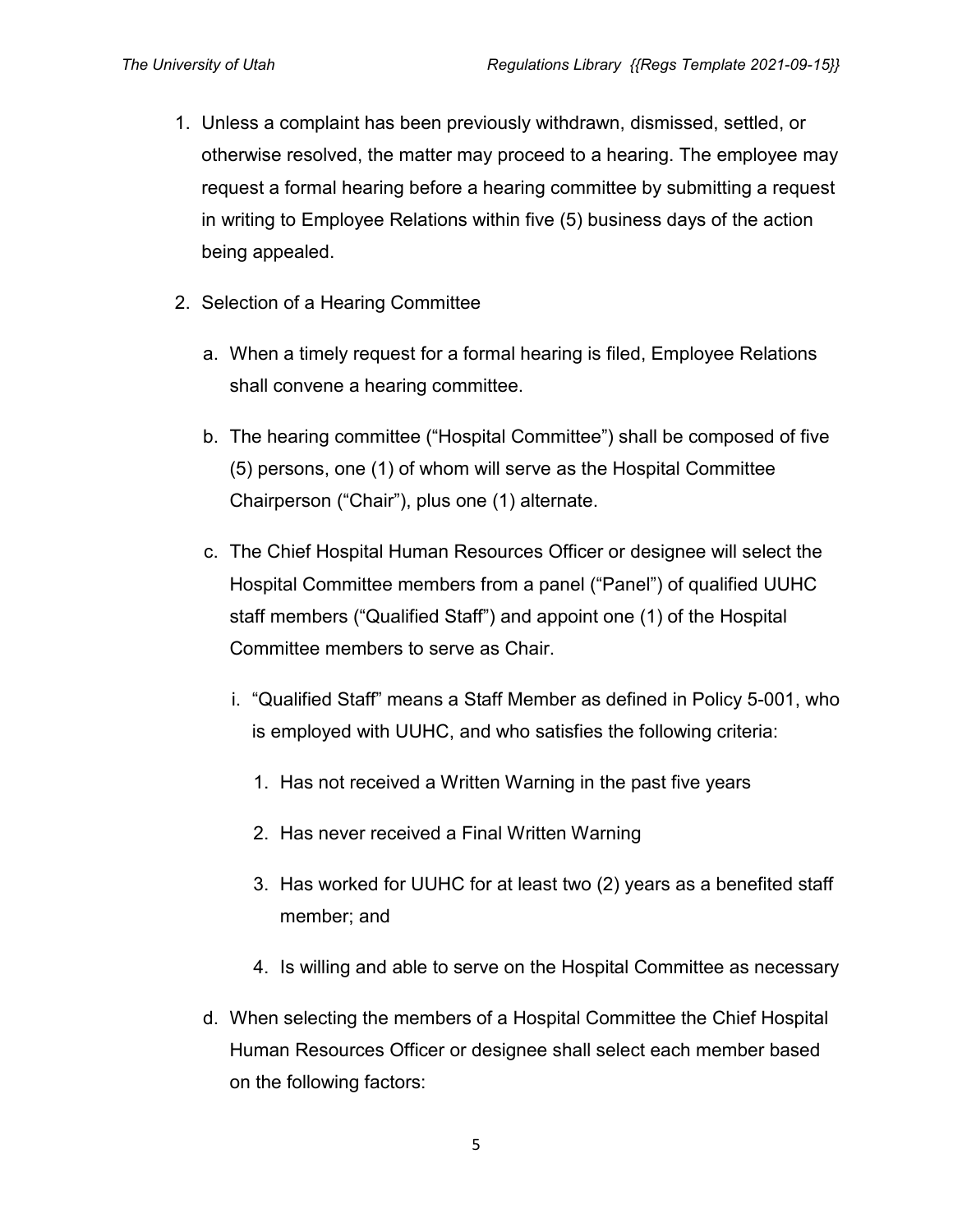1. Unless a complaint has been previously withdrawn, dismissed, settled, or otherwise resolved, the matter may proceed to a hearing. The employee may request a formal hearing before a hearing committee by submitting a request in writing to Employee Relations within five (5) business days of the action being appealed.
2. Selection of a Hearing Committee
   a. When a timely request for a formal hearing is filed, Employee Relations shall convene a hearing committee.
   b. The hearing committee ("Hospital Committee") shall be composed of five (5) persons, one (1) of whom will serve as the Hospital Committee Chairperson ("Chair"), plus one (1) alternate.
   c. The Chief Hospital Human Resources Officer or designee will select the Hospital Committee members from a panel ("Panel") of qualified UUHC staff members ("Qualified Staff") and appoint one (1) of the Hospital Committee members to serve as Chair.
      i. "Qualified Staff" means a Staff Member as defined in Policy 5-001, who is employed with UUHC, and who satisfies the following criteria:
         1. Has not received a Written Warning in the past five years
         2. Has never received a Final Written Warning
         3. Has worked for UUHC for at least two (2) years as a benefited staff member; and
         4. Is willing and able to serve on the Hospital Committee as necessary
   d. When selecting the members of a Hospital Committee the Chief Hospital Human Resources Officer or designee shall select each member based on the following factors: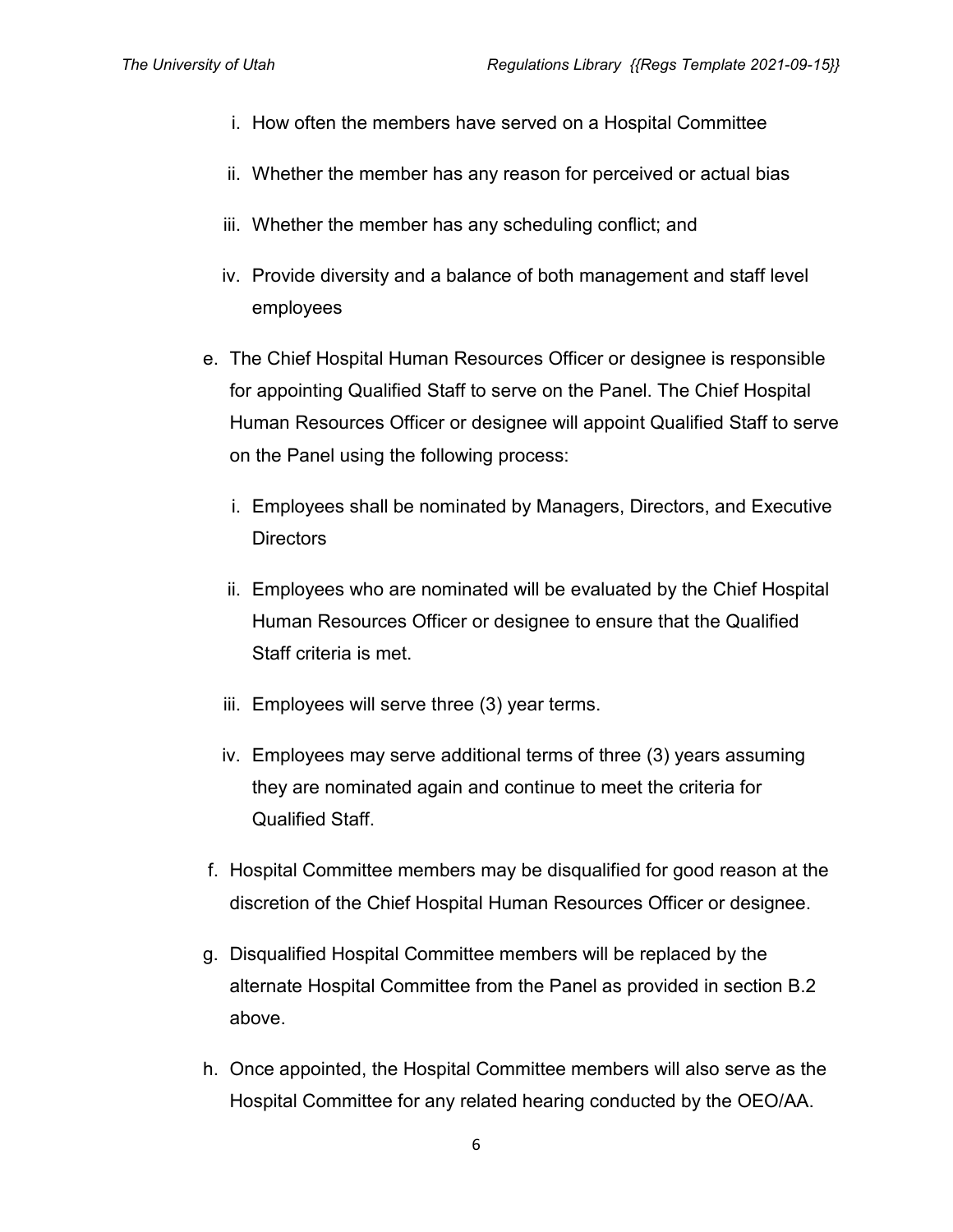i. How often the members have served on a Hospital Committee

   ii. Whether the member has any reason for perceived or actual bias

   iii. Whether the member has any scheduling conflict; and

   iv. Provide diversity and a balance of both management and staff level employees

e. The Chief Hospital Human Resources Officer or designee is responsible for appointing Qualified Staff to serve on the Panel. The Chief Hospital Human Resources Officer or designee will appoint Qualified Staff to serve on the Panel using the following process:

   i. Employees shall be nominated by Managers, Directors, and Executive Directors

   ii. Employees who are nominated will be evaluated by the Chief Hospital Human Resources Officer or designee to ensure that the Qualified Staff criteria is met.

   iii. Employees will serve three (3) year terms.

   iv. Employees may serve additional terms of three (3) years assuming they are nominated again and continue to meet the criteria for Qualified Staff.

f. Hospital Committee members may be disqualified for good reason at the discretion of the Chief Hospital Human Resources Officer or designee.

g. Disqualified Hospital Committee members will be replaced by the alternate Hospital Committee from the Panel as provided in section B.2 above.

h. Once appointed, the Hospital Committee members will also serve as the Hospital Committee for any related hearing conducted by the OEO/AA.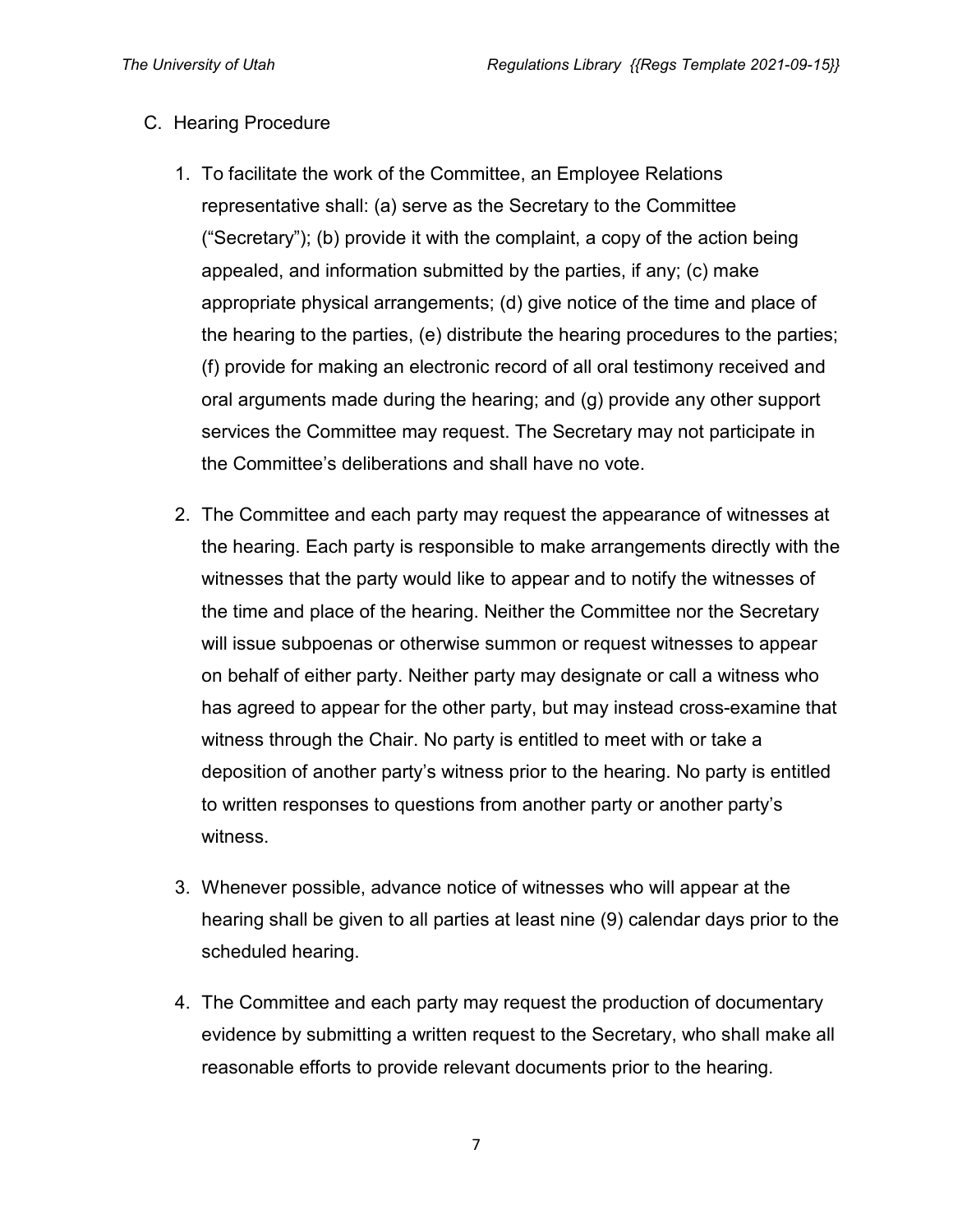C. Hearing Procedure

1. To facilitate the work of the Committee, an Employee Relations representative shall: (a) serve as the Secretary to the Committee ("Secretary"); (b) provide it with the complaint, a copy of the action being appealed, and information submitted by the parties, if any; (c) make appropriate physical arrangements; (d) give notice of the time and place of the hearing to the parties, (e) distribute the hearing procedures to the parties; (f) provide for making an electronic record of all oral testimony received and oral arguments made during the hearing; and (g) provide any other support services the Committee may request. The Secretary may not participate in the Committee's deliberations and shall have no vote.

2. The Committee and each party may request the appearance of witnesses at the hearing. Each party is responsible to make arrangements directly with the witnesses that the party would like to appear and to notify the witnesses of the time and place of the hearing. Neither the Committee nor the Secretary will issue subpoenas or otherwise summon or request witnesses to appear on behalf of either party. Neither party may designate or call a witness who has agreed to appear for the other party, but may instead cross-examine that witness through the Chair. No party is entitled to meet with or take a deposition of another party's witness prior to the hearing. No party is entitled to written responses to questions from another party or another party's witness.

3. Whenever possible, advance notice of witnesses who will appear at the hearing shall be given to all parties at least nine (9) calendar days prior to the scheduled hearing.

4. The Committee and each party may request the production of documentary evidence by submitting a written request to the Secretary, who shall make all reasonable efforts to provide relevant documents prior to the hearing.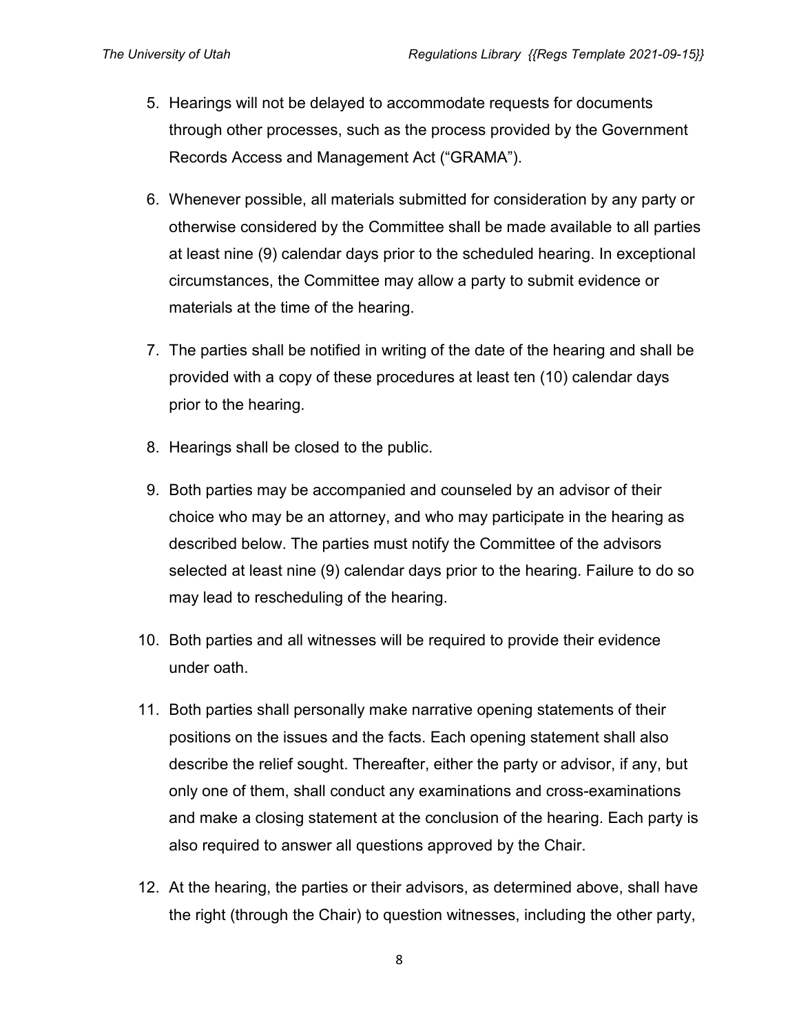5. Hearings will not be delayed to accommodate requests for documents through other processes, such as the process provided by the Government Records Access and Management Act ("GRAMA").

6. Whenever possible, all materials submitted for consideration by any party or otherwise considered by the Committee shall be made available to all parties at least nine (9) calendar days prior to the scheduled hearing. In exceptional circumstances, the Committee may allow a party to submit evidence or materials at the time of the hearing.

7. The parties shall be notified in writing of the date of the hearing and shall be provided with a copy of these procedures at least ten (10) calendar days prior to the hearing.

8. Hearings shall be closed to the public.

9. Both parties may be accompanied and counseled by an advisor of their choice who may be an attorney, and who may participate in the hearing as described below. The parties must notify the Committee of the advisors selected at least nine (9) calendar days prior to the hearing. Failure to do so may lead to rescheduling of the hearing.

10. Both parties and all witnesses will be required to provide their evidence under oath.

11. Both parties shall personally make narrative opening statements of their positions on the issues and the facts. Each opening statement shall also describe the relief sought. Thereafter, either the party or advisor, if any, but only one of them, shall conduct any examinations and cross-examinations and make a closing statement at the conclusion of the hearing. Each party is also required to answer all questions approved by the Chair.

12. At the hearing, the parties or their advisors, as determined above, shall have the right (through the Chair) to question witnesses, including the other party,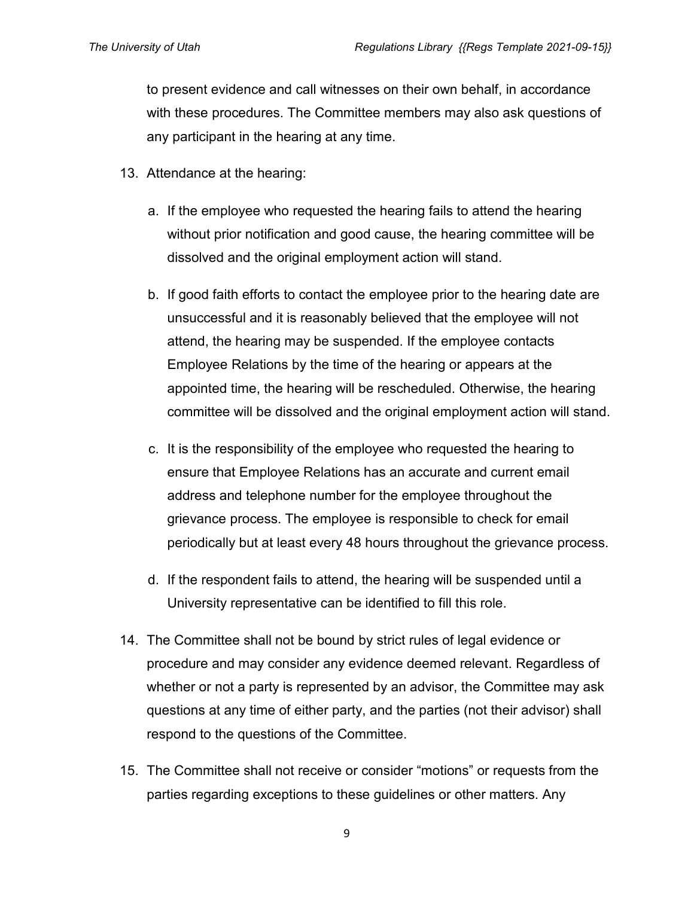to present evidence and call witnesses on their own behalf, in accordance with these procedures. The Committee members may also ask questions of any participant in the hearing at any time.

13. Attendance at the hearing:

    a. If the employee who requested the hearing fails to attend the hearing without prior notification and good cause, the hearing committee will be dissolved and the original employment action will stand.

    b. If good faith efforts to contact the employee prior to the hearing date are unsuccessful and it is reasonably believed that the employee will not attend, the hearing may be suspended. If the employee contacts Employee Relations by the time of the hearing or appears at the appointed time, the hearing will be rescheduled. Otherwise, the hearing committee will be dissolved and the original employment action will stand.

    c. It is the responsibility of the employee who requested the hearing to ensure that Employee Relations has an accurate and current email address and telephone number for the employee throughout the grievance process. The employee is responsible to check for email periodically but at least every 48 hours throughout the grievance process.

    d. If the respondent fails to attend, the hearing will be suspended until a University representative can be identified to fill this role.

14. The Committee shall not be bound by strict rules of legal evidence or procedure and may consider any evidence deemed relevant. Regardless of whether or not a party is represented by an advisor, the Committee may ask questions at any time of either party, and the parties (not their advisor) shall respond to the questions of the Committee.

15. The Committee shall not receive or consider "motions" or requests from the parties regarding exceptions to these guidelines or other matters. Any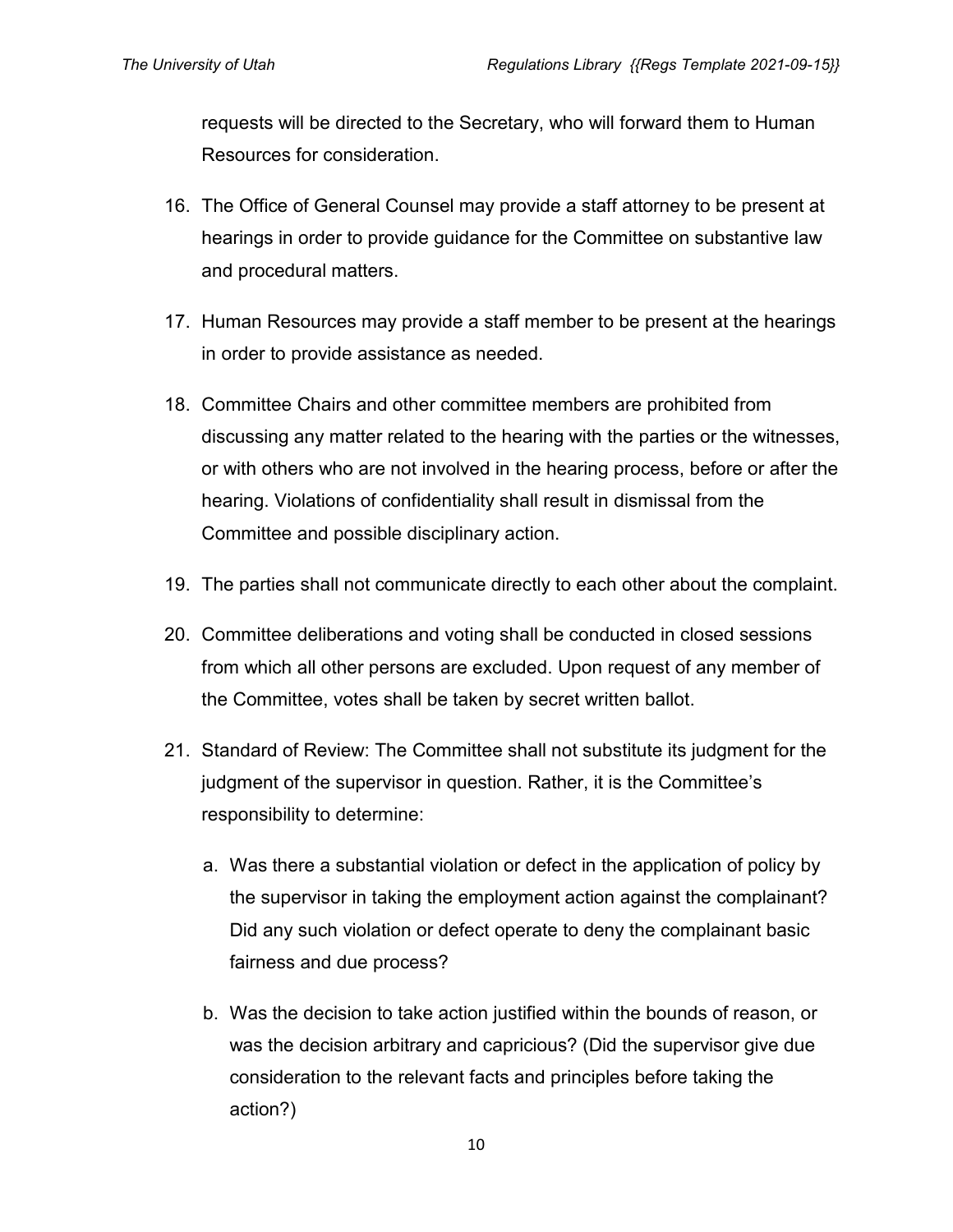requests will be directed to the Secretary, who will forward them to Human Resources for consideration.

16. The Office of General Counsel may provide a staff attorney to be present at hearings in order to provide guidance for the Committee on substantive law and procedural matters.

17. Human Resources may provide a staff member to be present at the hearings in order to provide assistance as needed.

18. Committee Chairs and other committee members are prohibited from discussing any matter related to the hearing with the parties or the witnesses, or with others who are not involved in the hearing process, before or after the hearing. Violations of confidentiality shall result in dismissal from the Committee and possible disciplinary action.

19. The parties shall not communicate directly to each other about the complaint.

20. Committee deliberations and voting shall be conducted in closed sessions from which all other persons are excluded. Upon request of any member of the Committee, votes shall be taken by secret written ballot.

21. Standard of Review: The Committee shall not substitute its judgment for the judgment of the supervisor in question. Rather, it is the Committee's responsibility to determine:

    a. Was there a substantial violation or defect in the application of policy by the supervisor in taking the employment action against the complainant? Did any such violation or defect operate to deny the complainant basic fairness and due process?

    b. Was the decision to take action justified within the bounds of reason, or was the decision arbitrary and capricious? (Did the supervisor give due consideration to the relevant facts and principles before taking the action?)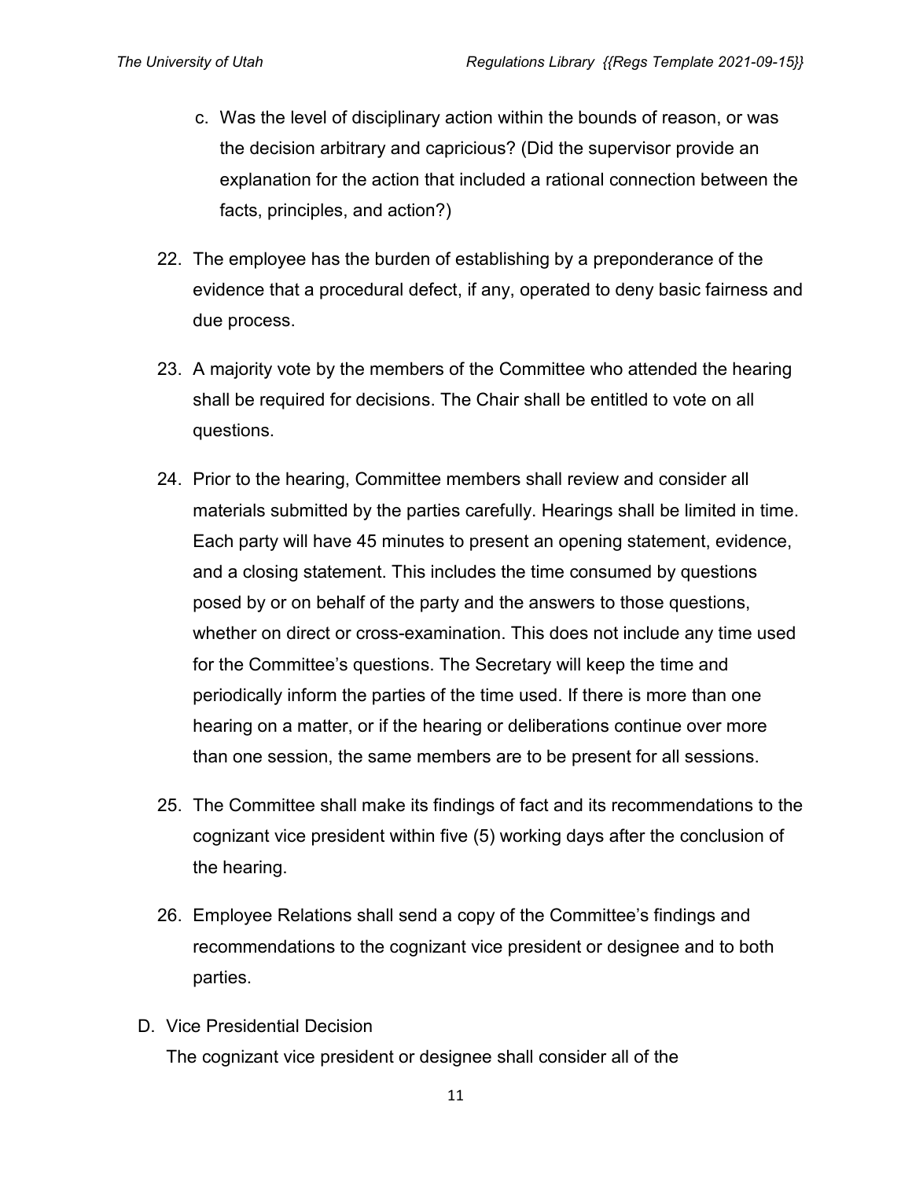c. Was the level of disciplinary action within the bounds of reason, or was the decision arbitrary and capricious? (Did the supervisor provide an explanation for the action that included a rational connection between the facts, principles, and action?)

22. The employee has the burden of establishing by a preponderance of the evidence that a procedural defect, if any, operated to deny basic fairness and due process.

23. A majority vote by the members of the Committee who attended the hearing shall be required for decisions. The Chair shall be entitled to vote on all questions.

24. Prior to the hearing, Committee members shall review and consider all materials submitted by the parties carefully. Hearings shall be limited in time. Each party will have 45 minutes to present an opening statement, evidence, and a closing statement. This includes the time consumed by questions posed by or on behalf of the party and the answers to those questions, whether on direct or cross-examination. This does not include any time used for the Committee's questions. The Secretary will keep the time and periodically inform the parties of the time used. If there is more than one hearing on a matter, or if the hearing or deliberations continue over more than one session, the same members are to be present for all sessions.

25. The Committee shall make its findings of fact and its recommendations to the cognizant vice president within five (5) working days after the conclusion of the hearing.

26. Employee Relations shall send a copy of the Committee's findings and recommendations to the cognizant vice president or designee and to both parties.

D. Vice Presidential Decision

The cognizant vice president or designee shall consider all of the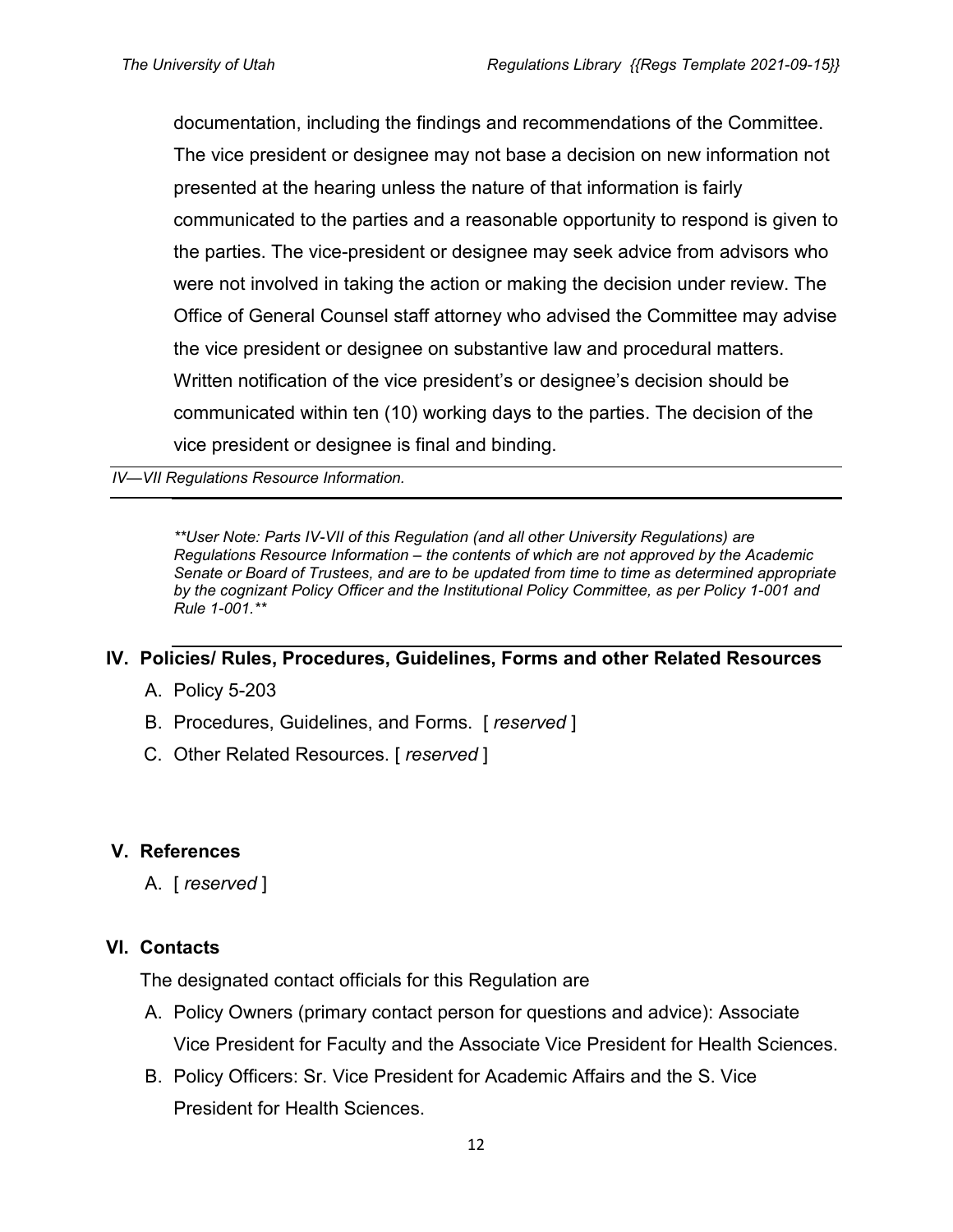documentation, including the findings and recommendations of the Committee. The vice president or designee may not base a decision on new information not presented at the hearing unless the nature of that information is fairly communicated to the parties and a reasonable opportunity to respond is given to the parties. The vice-president or designee may seek advice from advisors who were not involved in taking the action or making the decision under review. The Office of General Counsel staff attorney who advised the Committee may advise the vice president or designee on substantive law and procedural matters. Written notification of the vice president's or designee's decision should be communicated within ten (10) working days to the parties. The decision of the vice president or designee is final and binding.

*IV—VII Regulations Resource Information.*

***User Note: Parts IV-VII of this Regulation (and all other University Regulations) are Regulations Resource Information – the contents of which are not approved by the Academic Senate or Board of Trustees, and are to be updated from time to time as determined appropriate by the cognizant Policy Officer and the Institutional Policy Committee, as per Policy 1-001 and Rule 1-001.***

## IV. Policies/ Rules, Procedures, Guidelines, Forms and other Related Resources

A. Policy 5-203

B. Procedures, Guidelines, and Forms. [ *reserved* ]

C. Other Related Resources. [ *reserved* ]

## V. References

A. [ *reserved* ]

## VI. Contacts

The designated contact officials for this Regulation are

A. Policy Owners (primary contact person for questions and advice): Associate Vice President for Faculty and the Associate Vice President for Health Sciences.

B. Policy Officers: Sr. Vice President for Academic Affairs and the S. Vice President for Health Sciences.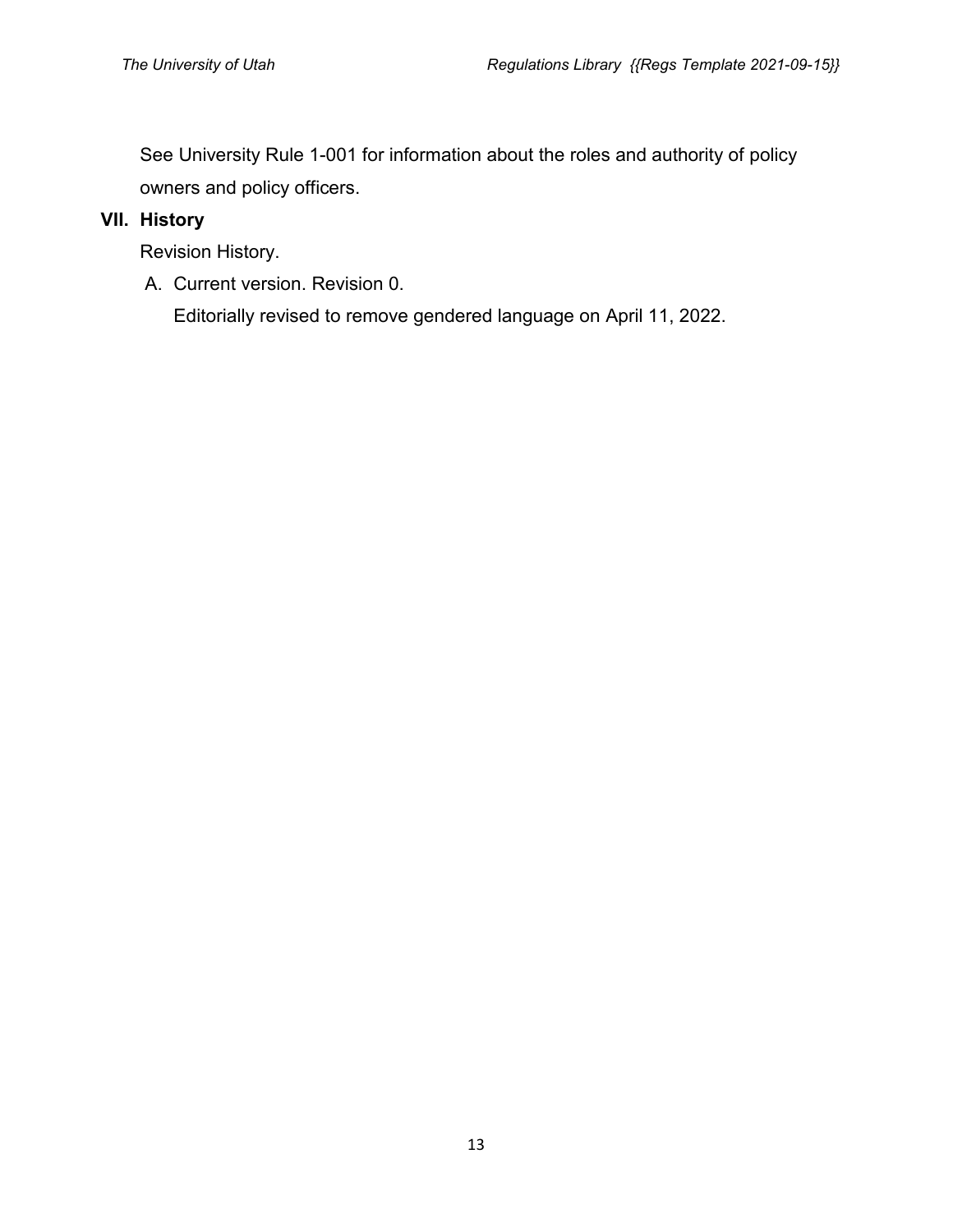See University Rule 1-001 for information about the roles and authority of policy owners and policy officers.

## VII. History

Revision History.

A. Current version. Revision 0.

Editorially revised to remove gendered language on April 11, 2022.